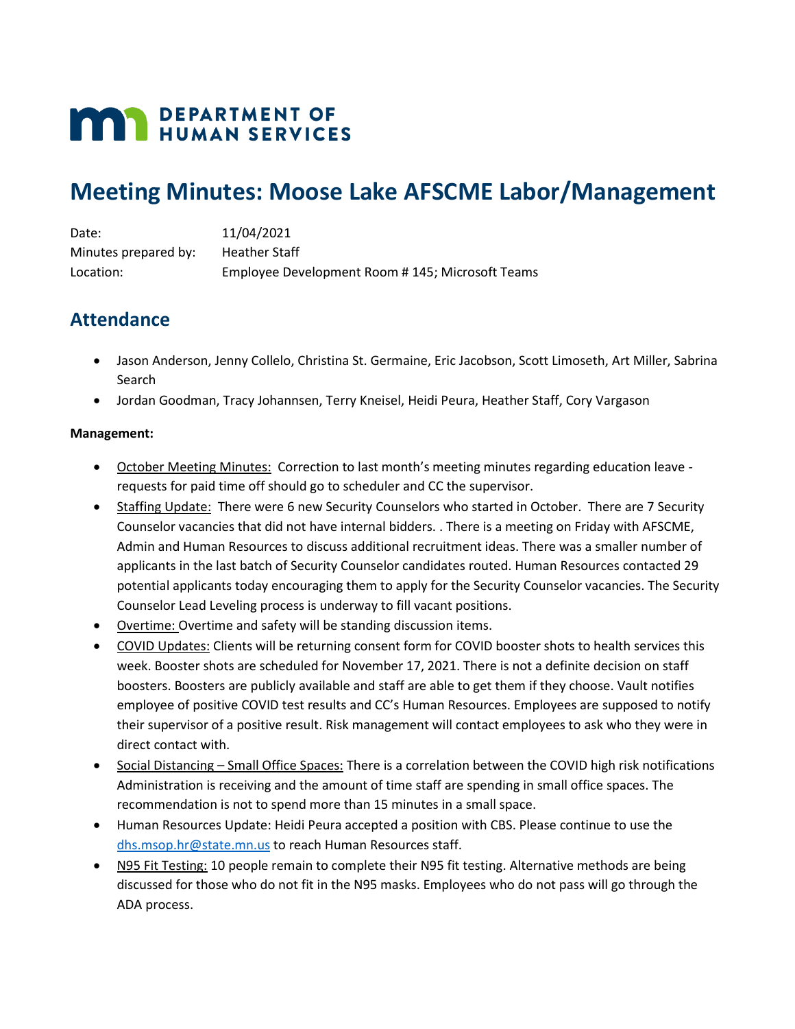DEPARTMENT OF HUMAN SERVICES

# Meeting Minutes: Moose Lake AFSCME Labor/Management

Date: 11/04/2021

Minutes prepared by: Heather Staff

Location: Employee Development Room # 145; Microsoft Teams

## Attendance

- Jason Anderson, Jenny Collelo, Christina St. Germaine, Eric Jacobson, Scott Limoseth, Art Miller, Sabrina Search
- Jordan Goodman, Tracy Johannsen, Terry Kneisel, Heidi Peura, Heather Staff, Cory Vargason

**Management:**

- October Meeting Minutes: Correction to last month's meeting minutes regarding education leave - requests for paid time off should go to scheduler and CC the supervisor.
- Staffing Update: There were 6 new Security Counselors who started in October. There are 7 Security Counselor vacancies that did not have internal bidders. . There is a meeting on Friday with AFSCME, Admin and Human Resources to discuss additional recruitment ideas. There was a smaller number of applicants in the last batch of Security Counselor candidates routed. Human Resources contacted 29 potential applicants today encouraging them to apply for the Security Counselor vacancies. The Security Counselor Lead Leveling process is underway to fill vacant positions.
- Overtime: Overtime and safety will be standing discussion items.
- COVID Updates: Clients will be returning consent form for COVID booster shots to health services this week. Booster shots are scheduled for November 17, 2021. There is not a definite decision on staff boosters. Boosters are publicly available and staff are able to get them if they choose. Vault notifies employee of positive COVID test results and CC's Human Resources. Employees are supposed to notify their supervisor of a positive result. Risk management will contact employees to ask who they were in direct contact with.
- Social Distancing – Small Office Spaces: There is a correlation between the COVID high risk notifications Administration is receiving and the amount of time staff are spending in small office spaces. The recommendation is not to spend more than 15 minutes in a small space.
- Human Resources Update: Heidi Peura accepted a position with CBS. Please continue to use the dhs.msop.hr@state.mn.us to reach Human Resources staff.
- N95 Fit Testing: 10 people remain to complete their N95 fit testing. Alternative methods are being discussed for those who do not fit in the N95 masks. Employees who do not pass will go through the ADA process.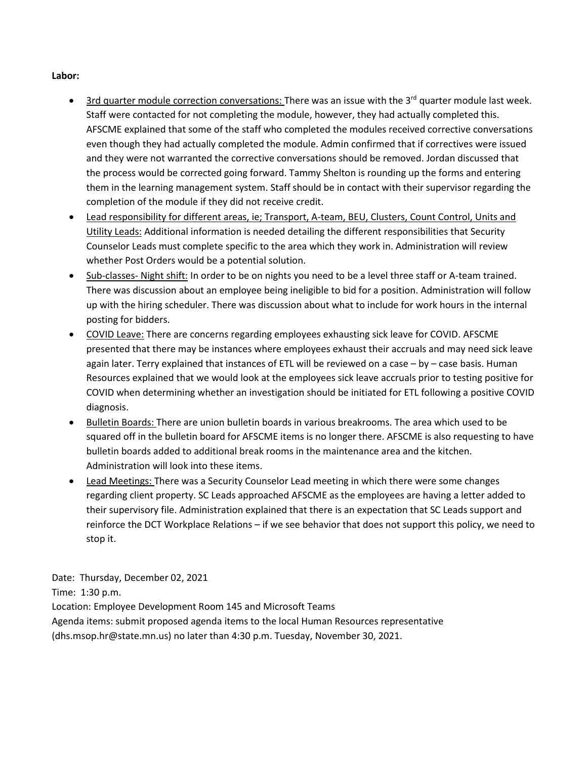**Labor:**

- 3rd quarter module correction conversations: There was an issue with the 3rd quarter module last week. Staff were contacted for not completing the module, however, they had actually completed this. AFSCME explained that some of the staff who completed the modules received corrective conversations even though they had actually completed the module. Admin confirmed that if correctives were issued and they were not warranted the corrective conversations should be removed. Jordan discussed that the process would be corrected going forward. Tammy Shelton is rounding up the forms and entering them in the learning management system. Staff should be in contact with their supervisor regarding the completion of the module if they did not receive credit.
- Lead responsibility for different areas, ie; Transport, A-team, BEU, Clusters, Count Control, Units and Utility Leads: Additional information is needed detailing the different responsibilities that Security Counselor Leads must complete specific to the area which they work in. Administration will review whether Post Orders would be a potential solution.
- Sub-classes- Night shift: In order to be on nights you need to be a level three staff or A-team trained. There was discussion about an employee being ineligible to bid for a position. Administration will follow up with the hiring scheduler. There was discussion about what to include for work hours in the internal posting for bidders.
- COVID Leave: There are concerns regarding employees exhausting sick leave for COVID. AFSCME presented that there may be instances where employees exhaust their accruals and may need sick leave again later. Terry explained that instances of ETL will be reviewed on a case – by – case basis. Human Resources explained that we would look at the employees sick leave accruals prior to testing positive for COVID when determining whether an investigation should be initiated for ETL following a positive COVID diagnosis.
- Bulletin Boards: There are union bulletin boards in various breakrooms. The area which used to be squared off in the bulletin board for AFSCME items is no longer there. AFSCME is also requesting to have bulletin boards added to additional break rooms in the maintenance area and the kitchen. Administration will look into these items.
- Lead Meetings: There was a Security Counselor Lead meeting in which there were some changes regarding client property. SC Leads approached AFSCME as the employees are having a letter added to their supervisory file. Administration explained that there is an expectation that SC Leads support and reinforce the DCT Workplace Relations – if we see behavior that does not support this policy, we need to stop it.

Date: Thursday, December 02, 2021
Time: 1:30 p.m.
Location: Employee Development Room 145 and Microsoft Teams
Agenda items: submit proposed agenda items to the local Human Resources representative (dhs.msop.hr@state.mn.us) no later than 4:30 p.m. Tuesday, November 30, 2021.